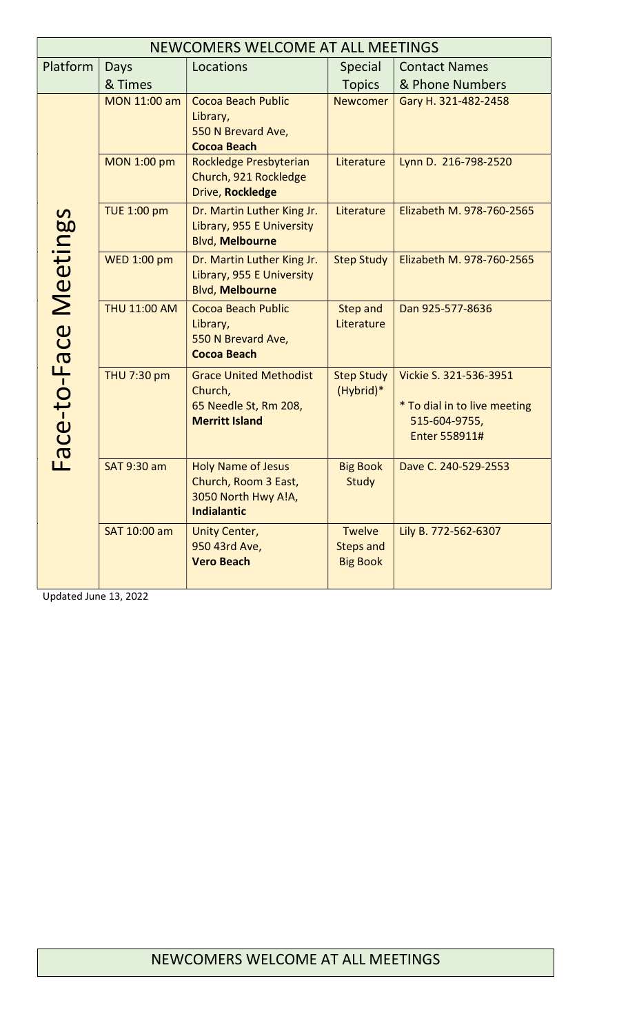| NEWCOMERS WELCOME AT ALL MEETINGS | | | | |
|---|---|---|---|---|
| Platform | Days & Times | Locations | Special Topics | Contact Names & Phone Numbers |
| Face-to-Face Meetings | MON 11:00 am | Cocoa Beach Public Library, 550 N Brevard Ave, **Cocoa Beach** | Newcomer | Gary H. 321-482-2458 |
| | MON 1:00 pm | Rockledge Presbyterian Church, 921 Rockledge Drive, **Rockledge** | Literature | Lynn D. 216-798-2520 |
| | TUE 1:00 pm | Dr. Martin Luther King Jr. Library, 955 E University Blvd, **Melbourne** | Literature | Elizabeth M. 978-760-2565 |
| | WED 1:00 pm | Dr. Martin Luther King Jr. Library, 955 E University Blvd, **Melbourne** | Step Study | Elizabeth M. 978-760-2565 |
| | THU 11:00 AM | Cocoa Beach Public Library, 550 N Brevard Ave, **Cocoa Beach** | Step and Literature | Dan 925-577-8636 |
| | THU 7:30 pm | Grace United Methodist Church, 65 Needle St, Rm 208, **Merritt Island** | Step Study (Hybrid)* | Vickie S. 321-536-3951 * To dial in to live meeting 515-604-9755, Enter 558911# |
| | SAT 9:30 am | Holy Name of Jesus Church, Room 3 East, 3050 North Hwy A!A, **Indialantic** | Big Book Study | Dave C. 240-529-2553 |
| | SAT 10:00 am | Unity Center, 950 43rd Ave, **Vero Beach** | Twelve Steps and Big Book | Lily B. 772-562-6307 |

Updated June 13, 2022

NEWCOMERS WELCOME AT ALL MEETINGS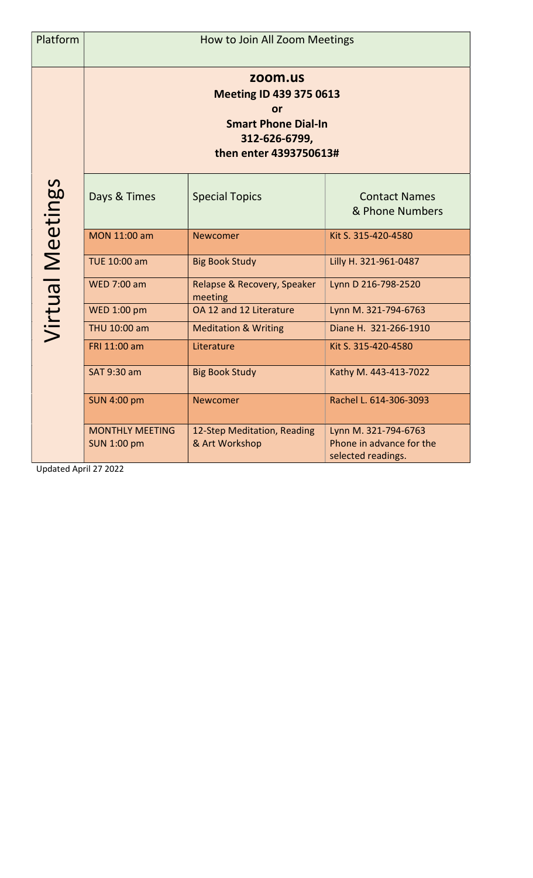| Platform | How to Join All Zoom Meetings | | |
|---|---|---|---|
| Virtual Meetings | **zoom.us**<br>**Meeting ID 439 375 0613**<br>**or**<br>**Smart Phone Dial-In**<br>**312-626-6799,**<br>**then enter 4393750613#** | | |
| | Days & Times | Special Topics | Contact Names & Phone Numbers |
| | MON 11:00 am | Newcomer | Kit S. 315-420-4580 |
| | TUE 10:00 am | Big Book Study | Lilly H. 321-961-0487 |
| | WED 7:00 am | Relapse & Recovery, Speaker meeting | Lynn D 216-798-2520 |
| | WED 1:00 pm | OA 12 and 12 Literature | Lynn M. 321-794-6763 |
| | THU 10:00 am | Meditation & Writing | Diane H. 321-266-1910 |
| | FRI 11:00 am | Literature | Kit S. 315-420-4580 |
| | SAT 9:30 am | Big Book Study | Kathy M. 443-413-7022 |
| | SUN 4:00 pm | Newcomer | Rachel L. 614-306-3093 |
| | MONTHLY MEETING SUN 1:00 pm | 12-Step Meditation, Reading & Art Workshop | Lynn M. 321-794-6763 Phone in advance for the selected readings. |

Updated April 27 2022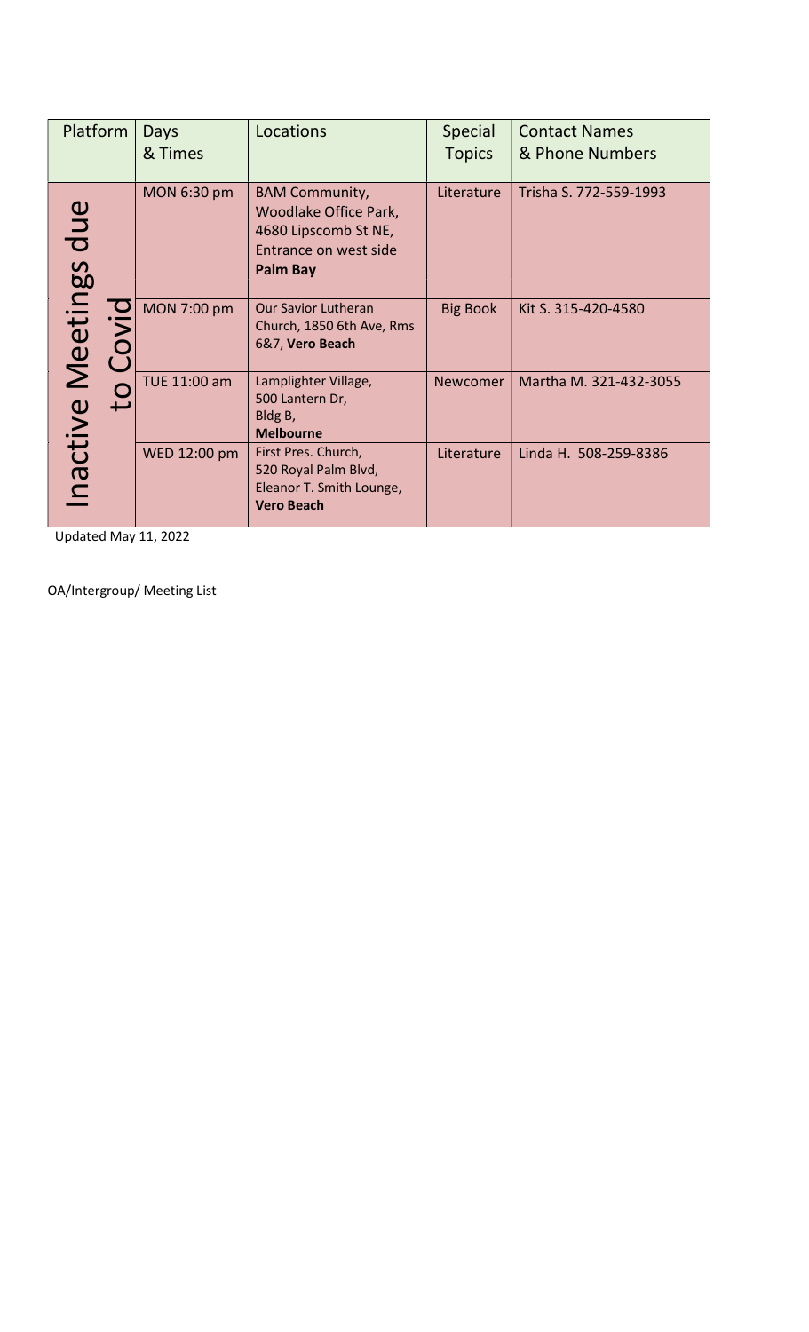| Platform | Days & Times | Locations | Special Topics | Contact Names & Phone Numbers |
|---|---|---|---|---|
| Inactive Meetings due to Covid | MON 6:30 pm | BAM Community, Woodlake Office Park, 4680 Lipscomb St NE, Entrance on west side **Palm Bay** | Literature | Trisha S. 772-559-1993 |
| | MON 7:00 pm | Our Savior Lutheran Church, 1850 6th Ave, Rms 6&7, **Vero Beach** | Big Book | Kit S. 315-420-4580 |
| | TUE 11:00 am | Lamplighter Village, 500 Lantern Dr, Bldg B, **Melbourne** | Newcomer | Martha M. 321-432-3055 |
| | WED 12:00 pm | First Pres. Church, 520 Royal Palm Blvd, Eleanor T. Smith Lounge, **Vero Beach** | Literature | Linda H. 508-259-8386 |

Updated May 11, 2022

OA/Intergroup/ Meeting List